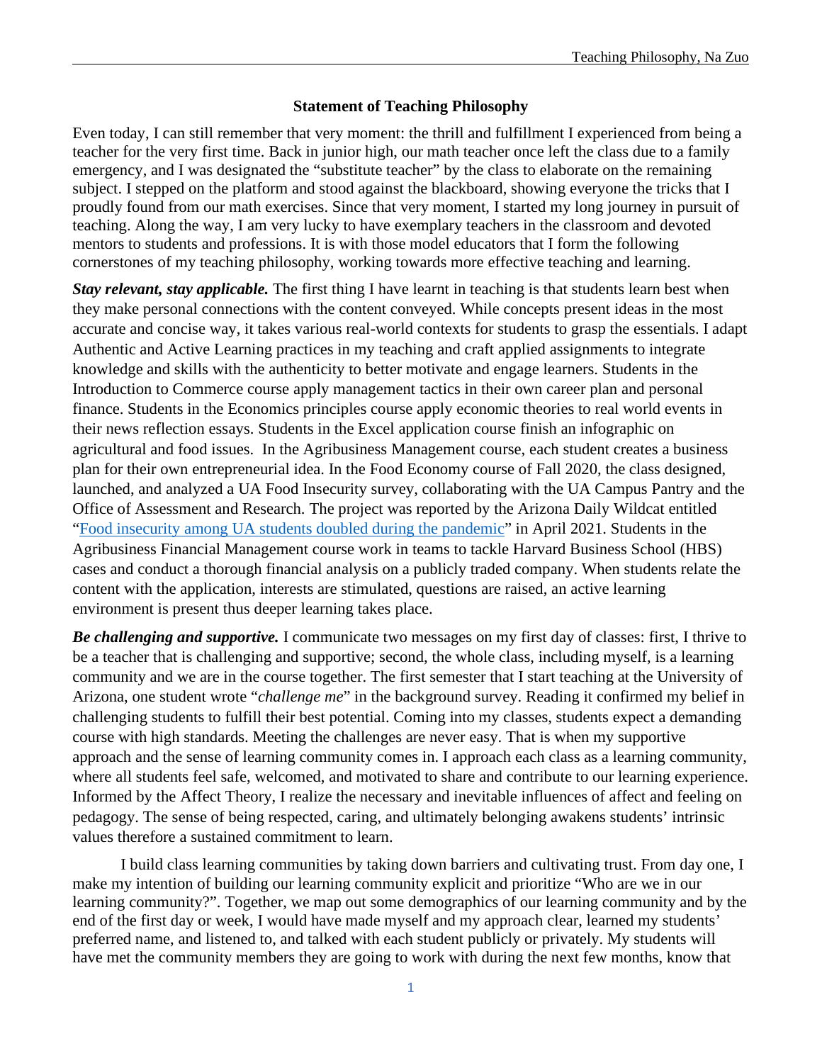## Statement of Teaching Philosophy

Even today, I can still remember that very moment: the thrill and fulfillment I experienced from being a teacher for the very first time. Back in junior high, our math teacher once left the class due to a family emergency, and I was designated the "substitute teacher" by the class to elaborate on the remaining subject. I stepped on the platform and stood against the blackboard, showing everyone the tricks that I proudly found from our math exercises. Since that very moment, I started my long journey in pursuit of teaching. Along the way, I am very lucky to have exemplary teachers in the classroom and devoted mentors to students and professions. It is with those model educators that I form the following cornerstones of my teaching philosophy, working towards more effective teaching and learning.

***Stay relevant, stay applicable.*** The first thing I have learnt in teaching is that students learn best when they make personal connections with the content conveyed. While concepts present ideas in the most accurate and concise way, it takes various real-world contexts for students to grasp the essentials. I adapt Authentic and Active Learning practices in my teaching and craft applied assignments to integrate knowledge and skills with the authenticity to better motivate and engage learners. Students in the Introduction to Commerce course apply management tactics in their own career plan and personal finance. Students in the Economics principles course apply economic theories to real world events in their news reflection essays. Students in the Excel application course finish an infographic on agricultural and food issues. In the Agribusiness Management course, each student creates a business plan for their own entrepreneurial idea. In the Food Economy course of Fall 2020, the class designed, launched, and analyzed a UA Food Insecurity survey, collaborating with the UA Campus Pantry and the Office of Assessment and Research. The project was reported by the Arizona Daily Wildcat entitled "Food insecurity among UA students doubled during the pandemic" in April 2021. Students in the Agribusiness Financial Management course work in teams to tackle Harvard Business School (HBS) cases and conduct a thorough financial analysis on a publicly traded company. When students relate the content with the application, interests are stimulated, questions are raised, an active learning environment is present thus deeper learning takes place.

***Be challenging and supportive.*** I communicate two messages on my first day of classes: first, I thrive to be a teacher that is challenging and supportive; second, the whole class, including myself, is a learning community and we are in the course together. The first semester that I start teaching at the University of Arizona, one student wrote "*challenge me*" in the background survey. Reading it confirmed my belief in challenging students to fulfill their best potential. Coming into my classes, students expect a demanding course with high standards. Meeting the challenges are never easy. That is when my supportive approach and the sense of learning community comes in. I approach each class as a learning community, where all students feel safe, welcomed, and motivated to share and contribute to our learning experience. Informed by the Affect Theory, I realize the necessary and inevitable influences of affect and feeling on pedagogy. The sense of being respected, caring, and ultimately belonging awakens students' intrinsic values therefore a sustained commitment to learn.

I build class learning communities by taking down barriers and cultivating trust. From day one, I make my intention of building our learning community explicit and prioritize "Who are we in our learning community?". Together, we map out some demographics of our learning community and by the end of the first day or week, I would have made myself and my approach clear, learned my students' preferred name, and listened to, and talked with each student publicly or privately. My students will have met the community members they are going to work with during the next few months, know that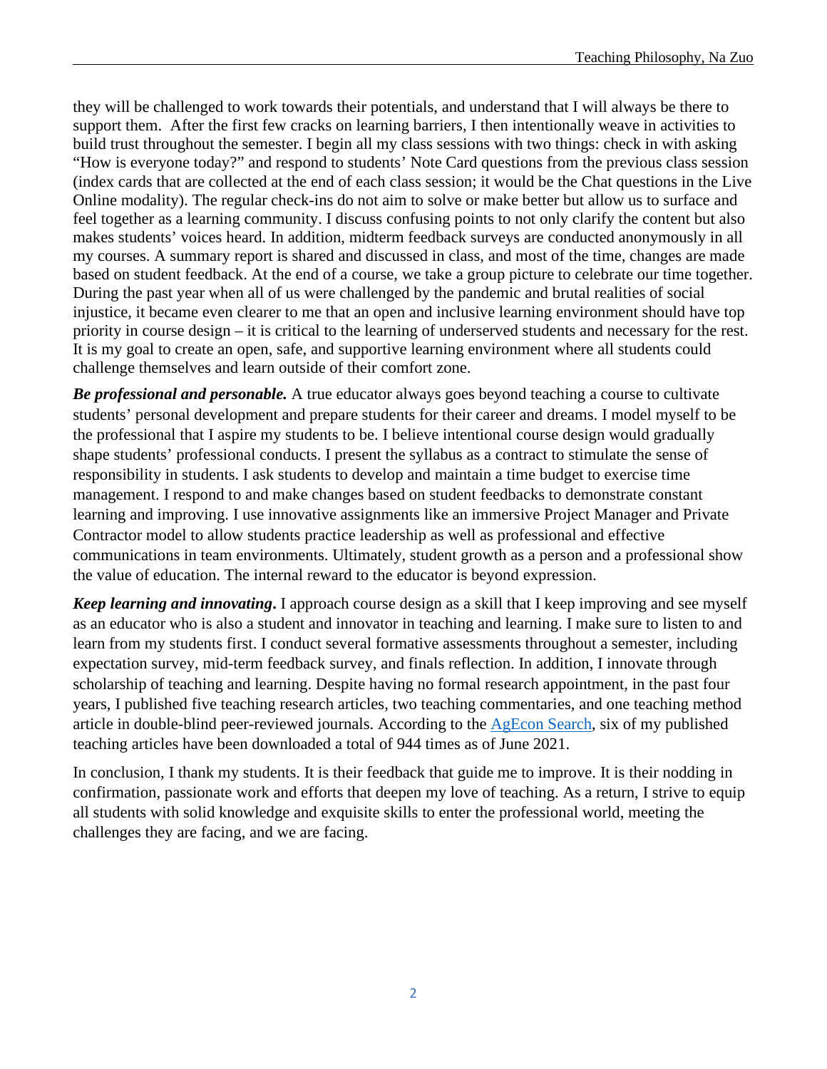they will be challenged to work towards their potentials, and understand that I will always be there to support them. After the first few cracks on learning barriers, I then intentionally weave in activities to build trust throughout the semester. I begin all my class sessions with two things: check in with asking "How is everyone today?" and respond to students' Note Card questions from the previous class session (index cards that are collected at the end of each class session; it would be the Chat questions in the Live Online modality). The regular check-ins do not aim to solve or make better but allow us to surface and feel together as a learning community. I discuss confusing points to not only clarify the content but also makes students' voices heard. In addition, midterm feedback surveys are conducted anonymously in all my courses. A summary report is shared and discussed in class, and most of the time, changes are made based on student feedback. At the end of a course, we take a group picture to celebrate our time together. During the past year when all of us were challenged by the pandemic and brutal realities of social injustice, it became even clearer to me that an open and inclusive learning environment should have top priority in course design – it is critical to the learning of underserved students and necessary for the rest. It is my goal to create an open, safe, and supportive learning environment where all students could challenge themselves and learn outside of their comfort zone.

***Be professional and personable.*** A true educator always goes beyond teaching a course to cultivate students' personal development and prepare students for their career and dreams. I model myself to be the professional that I aspire my students to be. I believe intentional course design would gradually shape students' professional conducts. I present the syllabus as a contract to stimulate the sense of responsibility in students. I ask students to develop and maintain a time budget to exercise time management. I respond to and make changes based on student feedbacks to demonstrate constant learning and improving. I use innovative assignments like an immersive Project Manager and Private Contractor model to allow students practice leadership as well as professional and effective communications in team environments. Ultimately, student growth as a person and a professional show the value of education. The internal reward to the educator is beyond expression.

***Keep learning and innovating*****.** I approach course design as a skill that I keep improving and see myself as an educator who is also a student and innovator in teaching and learning. I make sure to listen to and learn from my students first. I conduct several formative assessments throughout a semester, including expectation survey, mid-term feedback survey, and finals reflection. In addition, I innovate through scholarship of teaching and learning. Despite having no formal research appointment, in the past four years, I published five teaching research articles, two teaching commentaries, and one teaching method article in double-blind peer-reviewed journals. According to the AgEcon Search, six of my published teaching articles have been downloaded a total of 944 times as of June 2021.

In conclusion, I thank my students. It is their feedback that guide me to improve. It is their nodding in confirmation, passionate work and efforts that deepen my love of teaching. As a return, I strive to equip all students with solid knowledge and exquisite skills to enter the professional world, meeting the challenges they are facing, and we are facing.